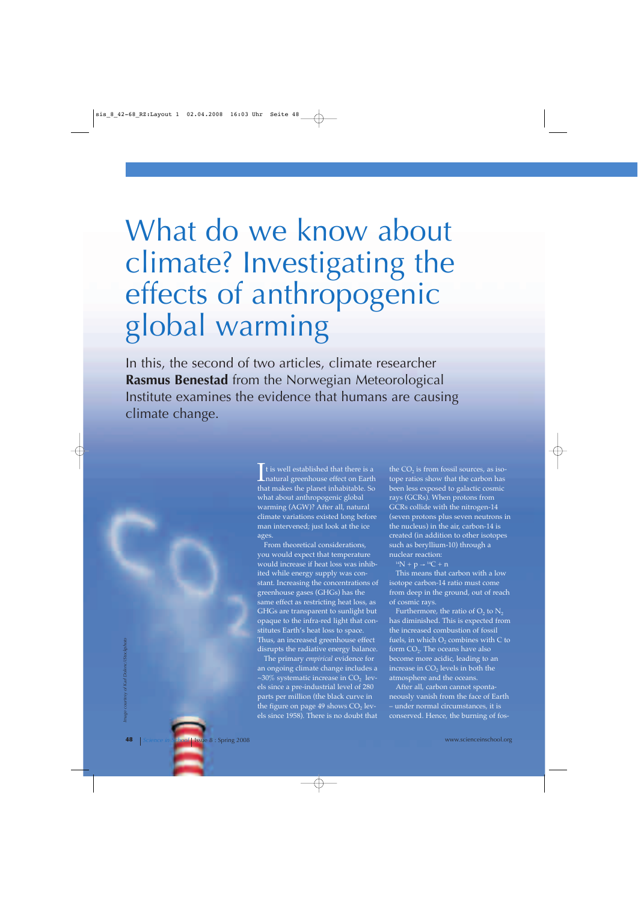# What do we know about climate? Investigating the effects of anthropogenic global warming

In this, the second of two articles, climate researcher **Rasmus Benestad** from the Norwegian Meteorological Institute examines the evidence that humans are causing climate change.

It is well established that there is a natural greenhouse effect on Earth that makes the planet inhabitable. So what about anthropogenic global warming (AGW)? After all, natural climate variations existed long before man intervened; just look at the ice ages.

From theoretical considerations, you would expect that temperature would increase if heat loss was inhibited while energy supply was constant. Increasing the concentrations of greenhouse gases (GHGs) has the same effect as restricting heat loss, as GHGs are transparent to sunlight but opaque to the infra-red light that constitutes Earth's heat loss to space. Thus, an increased greenhouse effect disrupts the radiative energy balance.

The primary *empirical* evidence for an ongoing climate change includes a ~30% systematic increase in $CO_2$ levels since a pre-industrial level of 280 parts per million (the black curve in the figure on page 49 shows $CO_2$ levels since 1958). There is no doubt that the $CO_2$ is from fossil sources, as isotope ratios show that the carbon has been less exposed to galactic cosmic rays (GCRs). When protons from GCRs collide with the nitrogen-14 (seven protons plus seven neutrons in the nucleus) in the air, carbon-14 is created (in addition to other isotopes such as beryllium-10) through a nuclear reaction:

$$^{14}N + p \rightarrow {}^{14}C + n$$

This means that carbon with a low isotope carbon-14 ratio must come from deep in the ground, out of reach of cosmic rays.

Furthermore, the ratio of $O_2$ to $N_2$ has diminished. This is expected from the increased combustion of fossil fuels, in which $O_2$ combines with C to form $CO_2$. The oceans have also become more acidic, leading to an increase in $CO_2$ levels in both the atmosphere and the oceans.

After all, carbon cannot spontaneously vanish from the face of Earth – under normal circumstances, it is conserved. Hence, the burning of fos-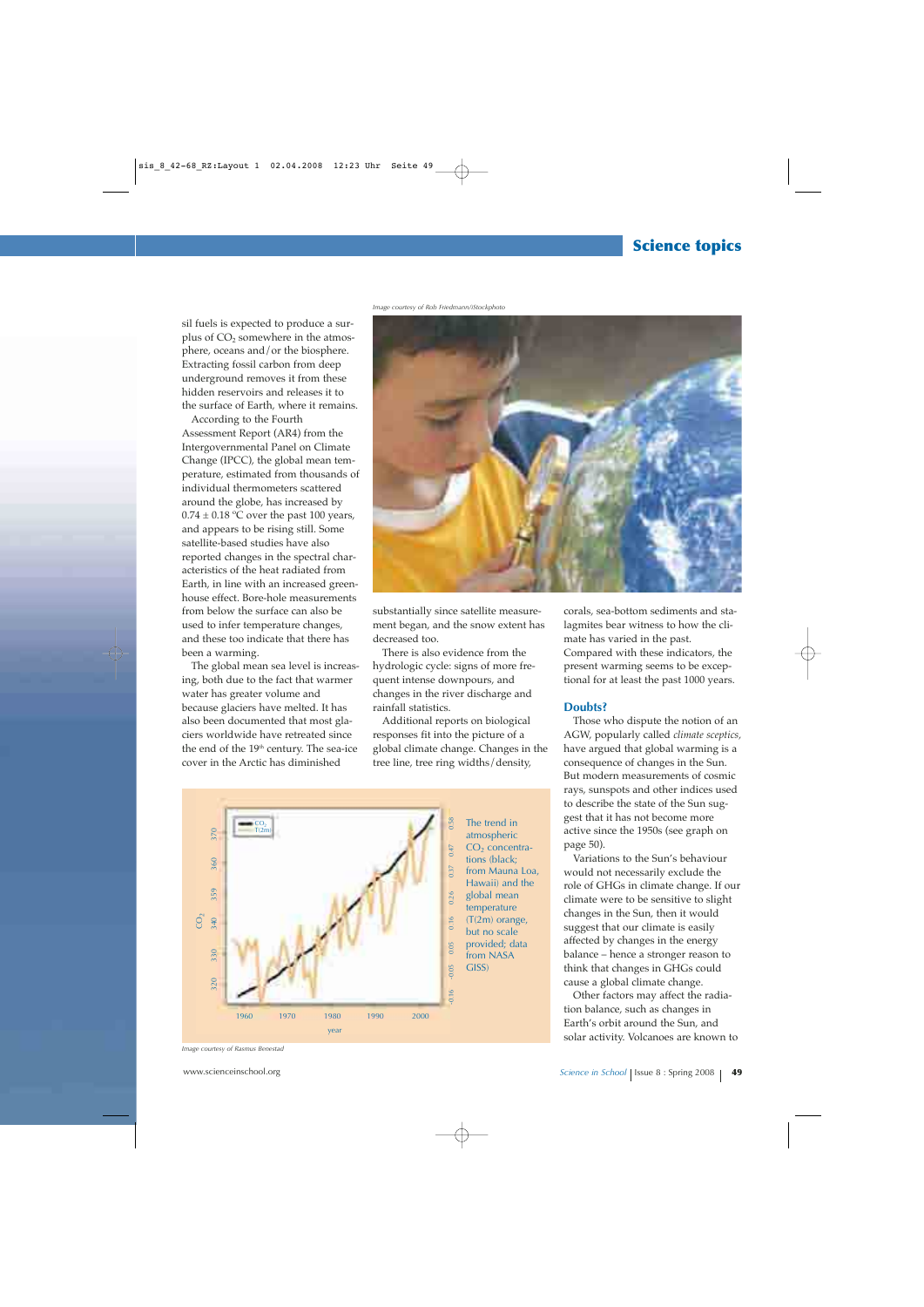sil fuels is expected to produce a surplus of $CO_2$ somewhere in the atmosphere, oceans and/or the biosphere. Extracting fossil carbon from deep underground removes it from these hidden reservoirs and releases it to the surface of Earth, where it remains.

According to the Fourth Assessment Report (AR4) from the Intergovernmental Panel on Climate Change (IPCC), the global mean temperature, estimated from thousands of individual thermometers scattered around the globe, has increased by $0.74 \pm 0.18$ °C over the past 100 years, and appears to be rising still. Some satellite-based studies have also reported changes in the spectral characteristics of the heat radiated from Earth, in line with an increased greenhouse effect. Bore-hole measurements from below the surface can also be used to infer temperature changes, and these too indicate that there has been a warming.

The global mean sea level is increasing, both due to the fact that warmer water has greater volume and because glaciers have melted. It has also been documented that most glaciers worldwide have retreated since the end of the 19th century. The sea-ice cover in the Arctic has diminished substantially since satellite measurement began, and the snow extent has decreased too.

There is also evidence from the hydrologic cycle: signs of more frequent intense downpours, and changes in the river discharge and rainfall statistics.

Additional reports on biological responses fit into the picture of a global climate change. Changes in the tree line, tree ring widths/density, corals, sea-bottom sediments and stalagmites bear witness to how the climate has varied in the past. Compared with these indicators, the present warming seems to be exceptional for at least the past 1000 years.

Image courtesy of Rob Friedmann/iStockphoto

The trend in atmospheric $CO_2$ concentrations (black; from Mauna Loa, Hawaii) and the global mean temperature (T(2m) orange, but no scale provided; data from NASA GISS)

Image courtesy of Rasmus Benestad

## Doubts?

Those who dispute the notion of an AGW, popularly called *climate sceptics*, have argued that global warming is a consequence of changes in the Sun. But modern measurements of cosmic rays, sunspots and other indices used to describe the state of the Sun suggest that it has not become more active since the 1950s (see graph on page 50).

Variations to the Sun's behaviour would not necessarily exclude the role of GHGs in climate change. If our climate were to be sensitive to slight changes in the Sun, then it would suggest that our climate is easily affected by changes in the energy balance – hence a stronger reason to think that changes in GHGs could cause a global climate change.

Other factors may affect the radiation balance, such as changes in Earth's orbit around the Sun, and solar activity. Volcanoes are known to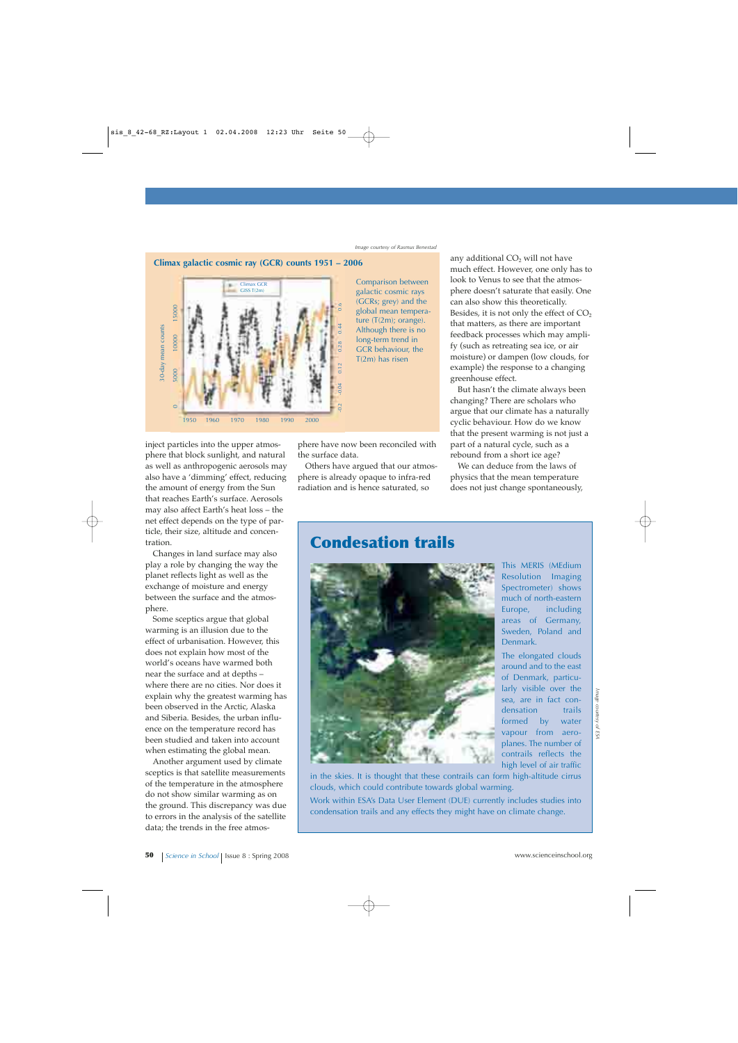*Image courtesy of Rasmus Benestad*

**Climax galactic cosmic ray (GCR) counts 1951 – 2006**

Comparison between galactic cosmic rays (GCRs; grey) and the global mean temperature (T(2m); orange). Although there is no long-term trend in GCR behaviour, the T(2m) has risen

inject particles into the upper atmosphere that block sunlight, and natural as well as anthropogenic aerosols may also have a 'dimming' effect, reducing the amount of energy from the Sun that reaches Earth's surface. Aerosols may also affect Earth's heat loss – the net effect depends on the type of particle, their size, altitude and concentration.

Changes in land surface may also play a role by changing the way the planet reflects light as well as the exchange of moisture and energy between the surface and the atmosphere.

Some sceptics argue that global warming is an illusion due to the effect of urbanisation. However, this does not explain how most of the world's oceans have warmed both near the surface and at depths – where there are no cities. Nor does it explain why the greatest warming has been observed in the Arctic, Alaska and Siberia. Besides, the urban influence on the temperature record has been studied and taken into account when estimating the global mean.

Another argument used by climate sceptics is that satellite measurements of the temperature in the atmosphere do not show similar warming as on the ground. This discrepancy was due to errors in the analysis of the satellite data; the trends in the free atmosphere have now been reconciled with the surface data.

Others have argued that our atmosphere is already opaque to infra-red radiation and is hence saturated, so any additional $CO_2$ will not have much effect. However, one only has to look to Venus to see that the atmosphere doesn't saturate that easily. One can also show this theoretically. Besides, it is not only the effect of $CO_2$ that matters, as there are important feedback processes which may amplify (such as retreating sea ice, or air moisture) or dampen (low clouds, for example) the response to a changing greenhouse effect.

But hasn't the climate always been changing? There are scholars who argue that our climate has a naturally cyclic behaviour. How do we know that the present warming is not just a part of a natural cycle, such as a rebound from a short ice age?

We can deduce from the laws of physics that the mean temperature does not just change spontaneously,

## Condesation trails

This MERIS (MEdium Resolution Imaging Spectrometer) shows much of north-eastern Europe, including areas of Germany, Sweden, Poland and Denmark.

The elongated clouds around and to the east of Denmark, particularly visible over the sea, are in fact condensation trails formed by water vapour from aeroplanes. The number of contrails reflects the high level of air traffic in the skies. It is thought that these contrails can form high-altitude cirrus clouds, which could contribute towards global warming.

Work within ESA's Data User Element (DUE) currently includes studies into condensation trails and any effects they might have on climate change.

*Image courtesy of ESA*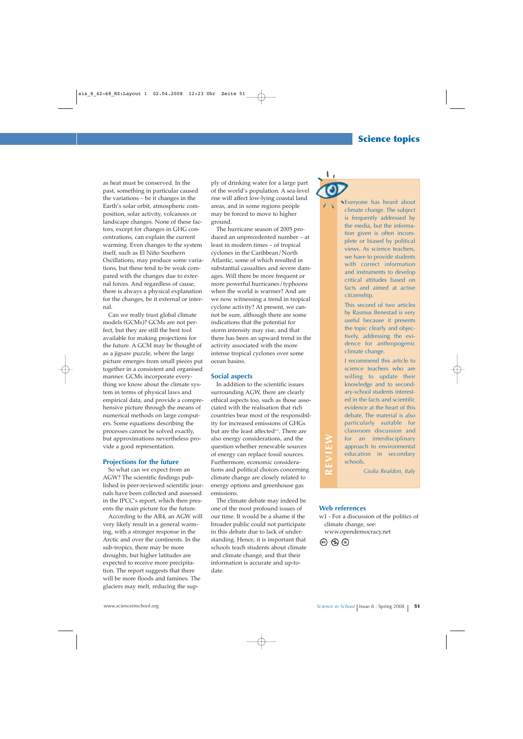as heat must be conserved. In the past, something in particular caused the variations – be it changes in the Earth's solar orbit, atmospheric composition, solar activity, volcanoes or landscape changes. None of these factors, except for changes in GHG concentrations, can explain the current warming. Even changes to the system itself, such as El Niño Southern Oscillations, may produce some variations, but these tend to be weak compared with the changes due to external forces. And regardless of cause, there is always a physical explanation for the changes, be it external or internal.

Can we really trust global climate models (GCMs)? GCMs are not perfect, but they are still the best tool available for making projections for the future. A GCM may be thought of as a jigsaw puzzle, where the large picture emerges from small pieces put together in a consistent and organised manner. GCMs incorporate everything we know about the climate system in terms of physical laws and empirical data, and provide a comprehensive picture through the means of numerical methods on large computers. Some equations describing the processes cannot be solved exactly, but approximations nevertheless provide a good representation.

## Projections for the future

So what can we expect from an AGW? The scientific findings published in peer-reviewed scientific journals have been collected and assessed in the IPCC's report, which then presents the main picture for the future.

According to the AR4, an AGW will very likely result in a general warming, with a stronger response in the Arctic and over the continents. In the sub-tropics, there may be more droughts, but higher latitudes are expected to receive more precipitation. The report suggests that there will be more floods and famines. The glaciers may melt, reducing the supply of drinking water for a large part of the world's population. A sea-level rise will affect low-lying coastal land areas, and in some regions people may be forced to move to higher ground.

The hurricane season of 2005 produced an unprecedented number – at least in modern times – of tropical cyclones in the Caribbean/North Atlantic, some of which resulted in substantial casualties and severe damages. Will there be more frequent or more powerful hurricanes/typhoons when the world is warmer? And are we now witnessing a trend in tropical cyclone activity? At present, we cannot be sure, although there are some indications that the potential for storm intensity may rise, and that there has been an upward trend in the activity associated with the more intense tropical cyclones over some ocean basins.

## Social aspects

In addition to the scientific issues surrounding AGW, there are clearly ethical aspects too, such as those associated with the realisation that rich countries bear most of the responsibility for increased emissions of GHGs but are the least affected[w1]. There are also energy considerations, and the question whether renewable sources of energy can replace fossil sources. Furthermore, economic considerations and political choices concerning climate change are closely related to energy options and greenhouse gas emissions.

The climate debate may indeed be one of the most profound issues of our time. It would be a shame if the broader public could not participate in this debate due to lack of understanding. Hence, it is important that schools teach students about climate and climate change, and that their information is accurate and up-to-date.

**REVIEW**

Everyone has heard about climate change. The subject is frequently addressed by the media, but the information given is often incomplete or biased by political views. As science teachers, we have to provide students with correct information and instruments to develop critical attitudes based on facts and aimed at active citizenship.

This second of two articles by Rasmus Benestad is very useful because it presents the topic clearly and objectively, addressing the evidence for anthropogenic climate change.

I recommend this article to science teachers who are willing to update their knowledge and to secondary-school students interested in the facts and scientific evidence at the heart of this debate. The material is also particularly suitable for classroom discussion and for an interdisciplinary approach to environmental education in secondary schools.

*Giulia Realdon, Italy*

## Web references

w1 - For a discussion of the politics of climate change, see: www.opendemocracy.net